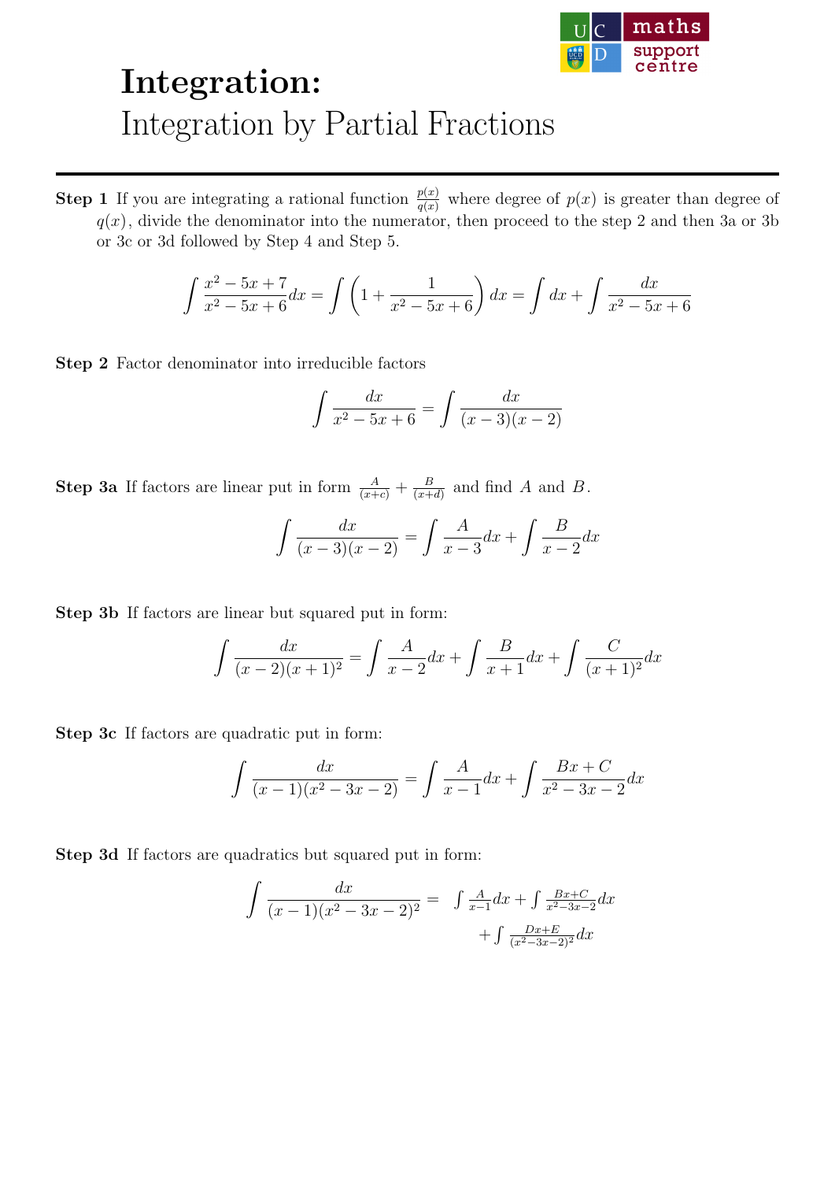# Integration:

## Integration by Partial Fractions

---

**Step 1** If you are integrating a rational function $\frac{p(x)}{q(x)}$ where degree of $p(x)$ is greater than degree of $q(x)$, divide the denominator into the numerator, then proceed to the step 2 and then 3a or 3b or 3c or 3d followed by Step 4 and Step 5.

$$\int \frac{x^2 - 5x + 7}{x^2 - 5x + 6} dx = \int \left(1 + \frac{1}{x^2 - 5x + 6}\right) dx = \int dx + \int \frac{dx}{x^2 - 5x + 6}$$

**Step 2** Factor denominator into irreducible factors

$$\int \frac{dx}{x^2 - 5x + 6} = \int \frac{dx}{(x-3)(x-2)}$$

**Step 3a** If factors are linear put in form $\frac{A}{(x+c)} + \frac{B}{(x+d)}$ and find $A$ and $B$.

$$\int \frac{dx}{(x-3)(x-2)} = \int \frac{A}{x-3} dx + \int \frac{B}{x-2} dx$$

**Step 3b** If factors are linear but squared put in form:

$$\int \frac{dx}{(x-2)(x+1)^2} = \int \frac{A}{x-2} dx + \int \frac{B}{x+1} dx + \int \frac{C}{(x+1)^2} dx$$

**Step 3c** If factors are quadratic put in form:

$$\int \frac{dx}{(x-1)(x^2 - 3x - 2)} = \int \frac{A}{x-1} dx + \int \frac{Bx + C}{x^2 - 3x - 2} dx$$

**Step 3d** If factors are quadratics but squared put in form:

$$\int \frac{dx}{(x-1)(x^2 - 3x - 2)^2} = \int \frac{A}{x-1} dx + \int \frac{Bx + C}{x^2 - 3x - 2} dx + \int \frac{Dx + E}{(x^2 - 3x - 2)^2} dx$$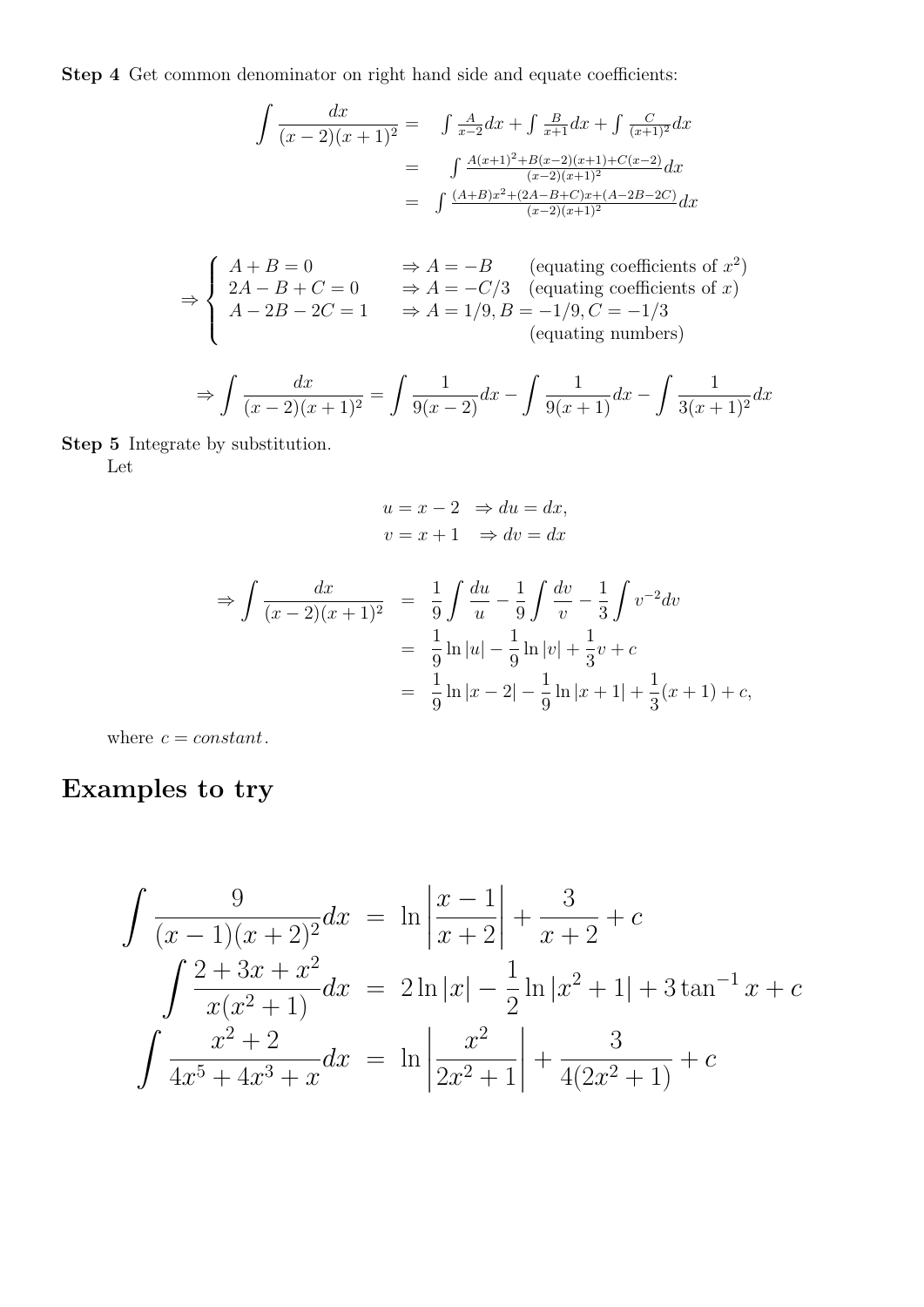**Step 4** Get common denominator on right hand side and equate coefficients:

$$
\begin{aligned}
\int \frac{dx}{(x-2)(x+1)^2} &= \int \tfrac{A}{x-2}dx + \int \tfrac{B}{x+1}dx + \int \tfrac{C}{(x+1)^2}dx \\
&= \int \tfrac{A(x+1)^2+B(x-2)(x+1)+C(x-2)}{(x-2)(x+1)^2}dx \\
&= \int \tfrac{(A+B)x^2+(2A-B+C)x+(A-2B-2C)}{(x-2)(x+1)^2}dx
\end{aligned}
$$

$$
\Rightarrow \begin{cases}
A+B=0 & \Rightarrow A=-B \quad \text{(equating coefficients of } x^2\text{)} \\
2A-B+C=0 & \Rightarrow A=-C/3 \quad \text{(equating coefficients of } x\text{)} \\
A-2B-2C=1 & \Rightarrow A=1/9, B=-1/9, C=-1/3 \\
& \qquad\qquad \text{(equating numbers)}
\end{cases}
$$

$$
\Rightarrow \int \frac{dx}{(x-2)(x+1)^2} = \int \frac{1}{9(x-2)}dx - \int \frac{1}{9(x+1)}dx - \int \frac{1}{3(x+1)^2}dx
$$

**Step 5** Integrate by substitution.
Let

$$
\begin{aligned}
u &= x-2 \quad \Rightarrow du = dx, \\
v &= x+1 \quad \Rightarrow dv = dx
\end{aligned}
$$

$$
\begin{aligned}
\Rightarrow \int \frac{dx}{(x-2)(x+1)^2} &= \frac{1}{9}\int \frac{du}{u} - \frac{1}{9}\int \frac{dv}{v} - \frac{1}{3}\int v^{-2}dv \\
&= \frac{1}{9}\ln|u| - \frac{1}{9}\ln|v| + \frac{1}{3}v + c \\
&= \frac{1}{9}\ln|x-2| - \frac{1}{9}\ln|x+1| + \frac{1}{3}(x+1) + c,
\end{aligned}
$$

where $c = constant$.

## Examples to try

$$
\begin{aligned}
\int \frac{9}{(x-1)(x+2)^2}dx &= \ln\left|\frac{x-1}{x+2}\right| + \frac{3}{x+2} + c \\
\int \frac{2+3x+x^2}{x(x^2+1)}dx &= 2\ln|x| - \frac{1}{2}\ln|x^2+1| + 3\tan^{-1}x + c \\
\int \frac{x^2+2}{4x^5+4x^3+x}dx &= \ln\left|\frac{x^2}{2x^2+1}\right| + \frac{3}{4(2x^2+1)} + c
\end{aligned}
$$